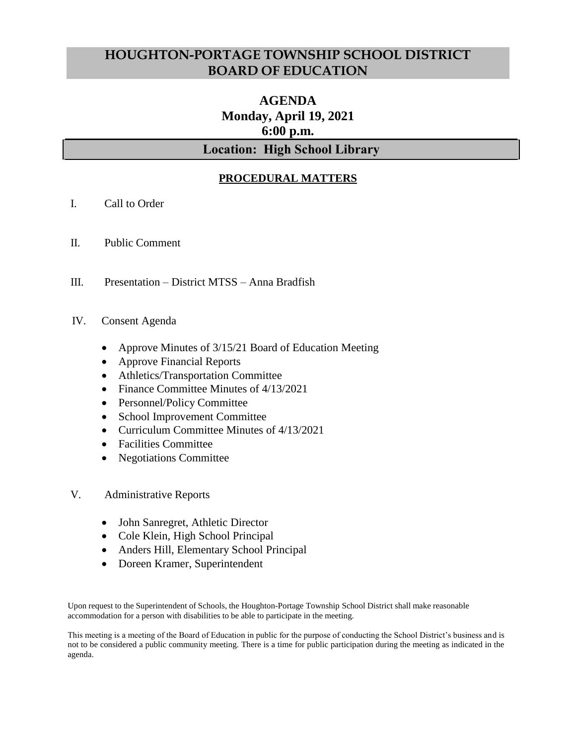# HOUGHTON-PORTAGE TOWNSHIP SCHOOL DISTRICT BOARD OF EDUCATION

## AGENDA
## Monday, April 19, 2021
## 6:00 p.m.

## Location: High School Library

### PROCEDURAL MATTERS

I. Call to Order

II. Public Comment

III. Presentation – District MTSS – Anna Bradfish

IV. Consent Agenda

- Approve Minutes of 3/15/21 Board of Education Meeting
- Approve Financial Reports
- Athletics/Transportation Committee
- Finance Committee Minutes of 4/13/2021
- Personnel/Policy Committee
- School Improvement Committee
- Curriculum Committee Minutes of 4/13/2021
- Facilities Committee
- Negotiations Committee

V. Administrative Reports

- John Sanregret, Athletic Director
- Cole Klein, High School Principal
- Anders Hill, Elementary School Principal
- Doreen Kramer, Superintendent

Upon request to the Superintendent of Schools, the Houghton-Portage Township School District shall make reasonable accommodation for a person with disabilities to be able to participate in the meeting.

This meeting is a meeting of the Board of Education in public for the purpose of conducting the School District's business and is not to be considered a public community meeting. There is a time for public participation during the meeting as indicated in the agenda.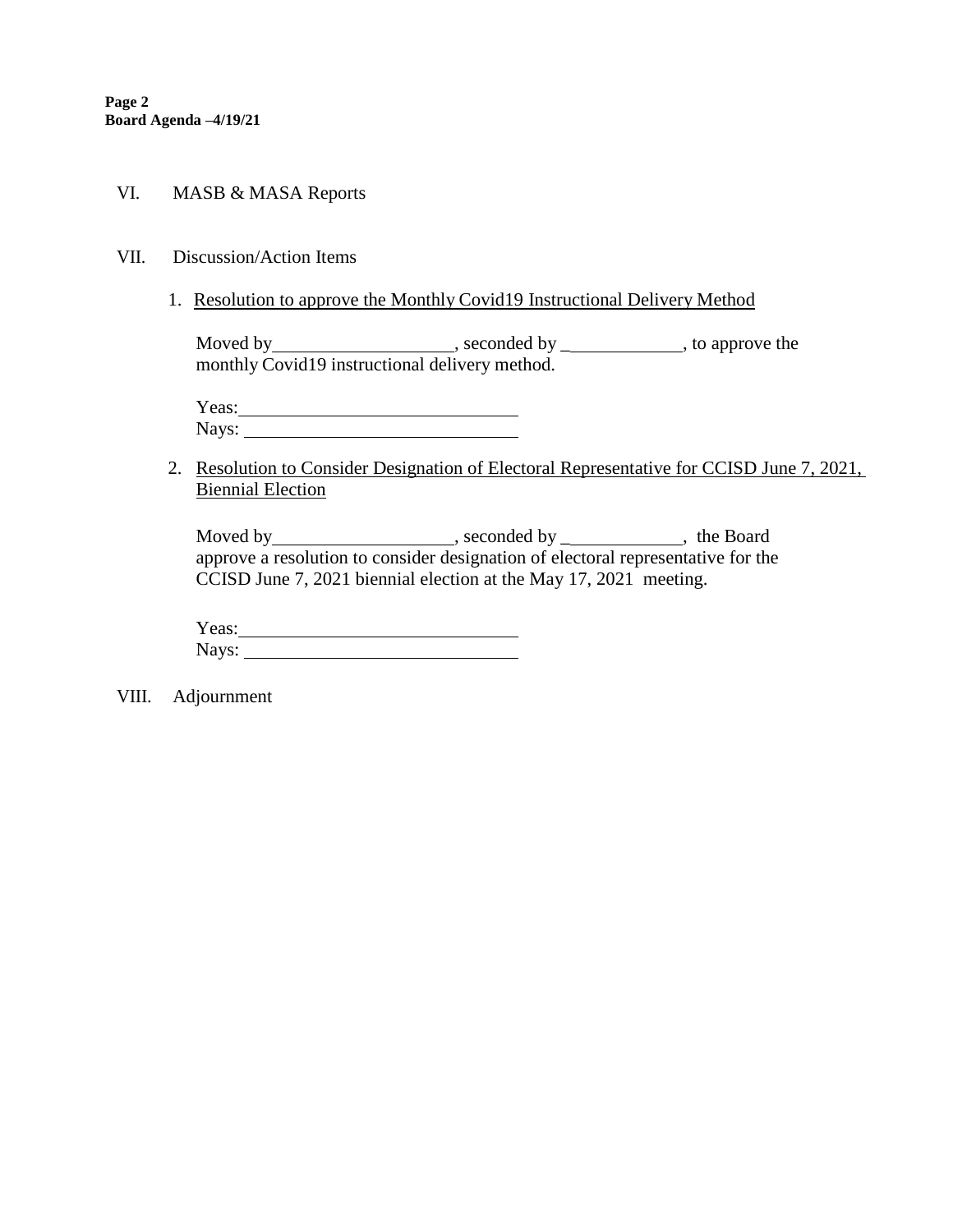VI. MASB & MASA Reports

VII. Discussion/Action Items

1. <u>Resolution to approve the Monthly Covid19 Instructional Delivery Method</u>

   Moved by____________________, seconded by _____________, to approve the monthly Covid19 instructional delivery method.

   Yeas:______________________________
   Nays: ______________________________

2. <u>Resolution to Consider Designation of Electoral Representative for CCISD June 7, 2021, Biennial Election</u>

   Moved by____________________, seconded by _____________, the Board approve a resolution to consider designation of electoral representative for the CCISD June 7, 2021 biennial election at the May 17, 2021 meeting.

   Yeas:______________________________
   Nays: ______________________________

VIII. Adjournment